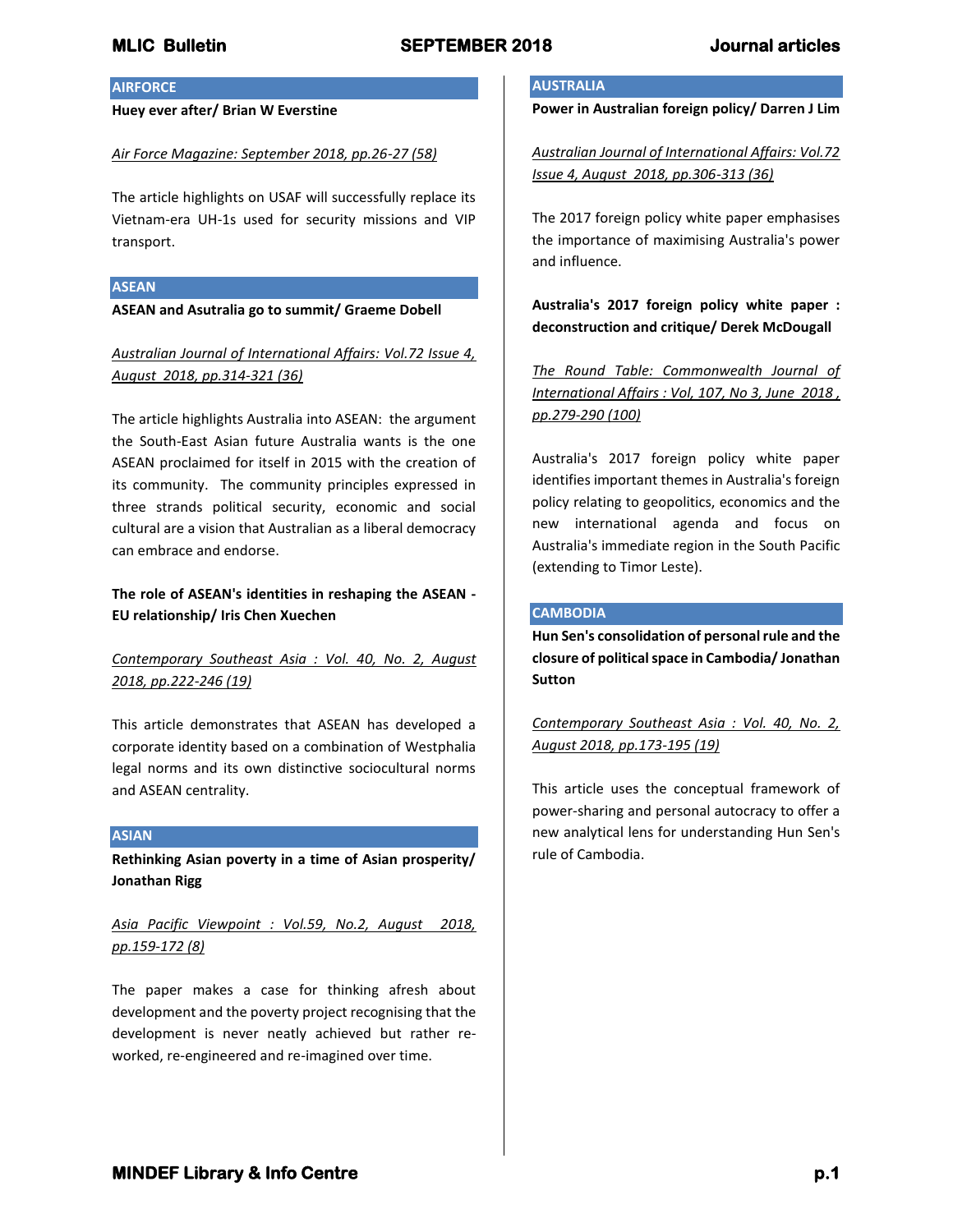## AIRFORCE

**Huey ever after/ Brian W Everstine**

*Air Force Magazine: September 2018, pp.26-27 (58)*

The article highlights on USAF will successfully replace its Vietnam-era UH-1s used for security missions and VIP transport.

## ASEAN

**ASEAN and Asutralia go to summit/ Graeme Dobell**

*Australian Journal of International Affairs: Vol.72 Issue 4, August 2018, pp.314-321 (36)*

The article highlights Australia into ASEAN: the argument the South-East Asian future Australia wants is the one ASEAN proclaimed for itself in 2015 with the creation of its community. The community principles expressed in three strands political security, economic and social cultural are a vision that Australian as a liberal democracy can embrace and endorse.

**The role of ASEAN's identities in reshaping the ASEAN - EU relationship/ Iris Chen Xuechen**

*Contemporary Southeast Asia : Vol. 40, No. 2, August 2018, pp.222-246 (19)*

This article demonstrates that ASEAN has developed a corporate identity based on a combination of Westphalia legal norms and its own distinctive sociocultural norms and ASEAN centrality.

## ASIAN

**Rethinking Asian poverty in a time of Asian prosperity/ Jonathan Rigg**

*Asia Pacific Viewpoint : Vol.59, No.2, August 2018, pp.159-172 (8)*

The paper makes a case for thinking afresh about development and the poverty project recognising that the development is never neatly achieved but rather re-worked, re-engineered and re-imagined over time.

## AUSTRALIA

**Power in Australian foreign policy/ Darren J Lim**

*Australian Journal of International Affairs: Vol.72 Issue 4, August 2018, pp.306-313 (36)*

The 2017 foreign policy white paper emphasises the importance of maximising Australia's power and influence.

**Australia's 2017 foreign policy white paper : deconstruction and critique/ Derek McDougall**

*The Round Table: Commonwealth Journal of International Affairs : Vol, 107, No 3, June 2018 , pp.279-290 (100)*

Australia's 2017 foreign policy white paper identifies important themes in Australia's foreign policy relating to geopolitics, economics and the new international agenda and focus on Australia's immediate region in the South Pacific (extending to Timor Leste).

## CAMBODIA

**Hun Sen's consolidation of personal rule and the closure of political space in Cambodia/ Jonathan Sutton**

*Contemporary Southeast Asia : Vol. 40, No. 2, August 2018, pp.173-195 (19)*

This article uses the conceptual framework of power-sharing and personal autocracy to offer a new analytical lens for understanding Hun Sen's rule of Cambodia.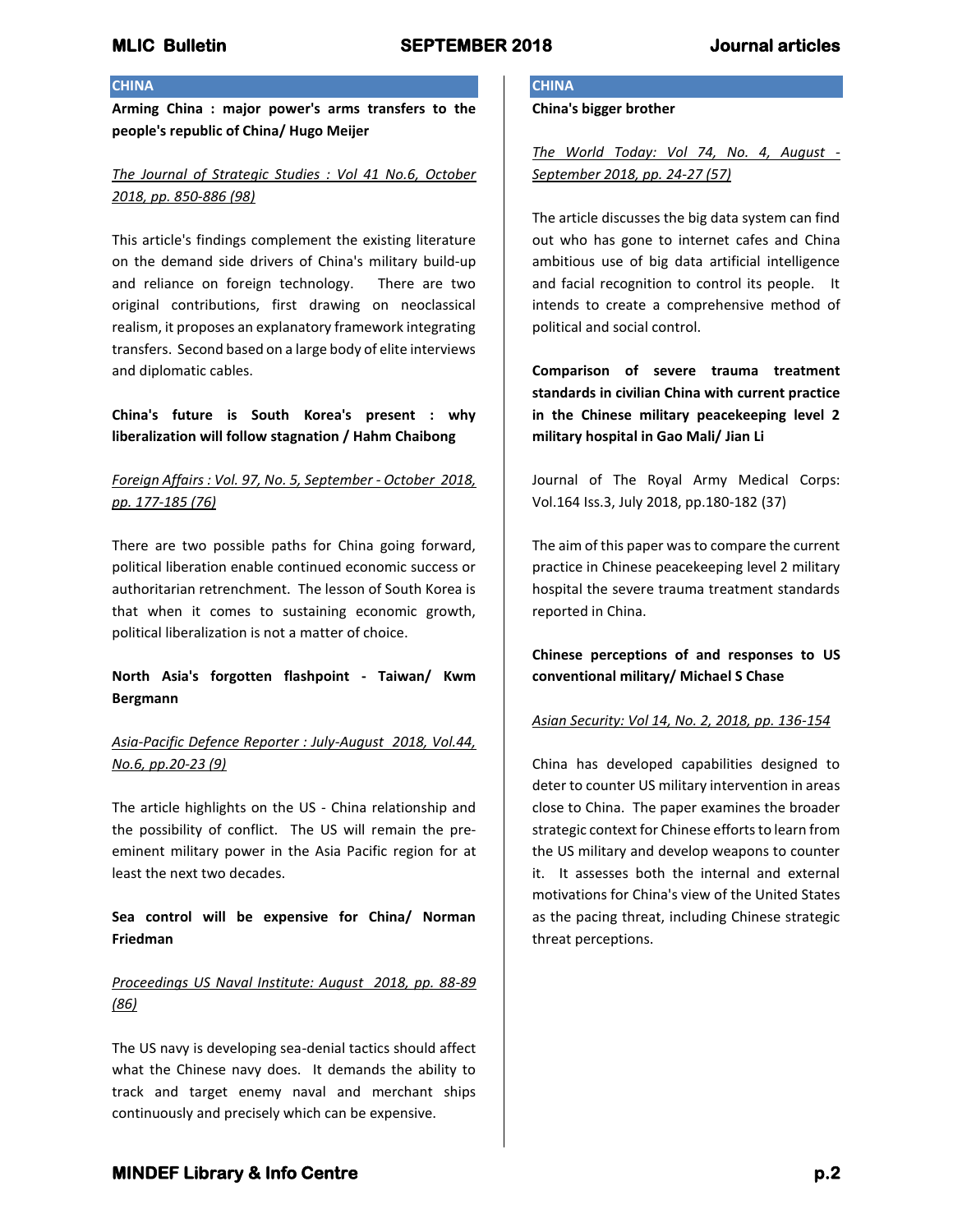## CHINA

**Arming China : major power's arms transfers to the people's republic of China/ Hugo Meijer**

*The Journal of Strategic Studies : Vol 41 No.6, October 2018, pp. 850-886 (98)*

This article's findings complement the existing literature on the demand side drivers of China's military build-up and reliance on foreign technology. There are two original contributions, first drawing on neoclassical realism, it proposes an explanatory framework integrating transfers. Second based on a large body of elite interviews and diplomatic cables.

**China's future is South Korea's present : why liberalization will follow stagnation / Hahm Chaibong**

*Foreign Affairs : Vol. 97, No. 5, September - October 2018, pp. 177-185 (76)*

There are two possible paths for China going forward, political liberation enable continued economic success or authoritarian retrenchment. The lesson of South Korea is that when it comes to sustaining economic growth, political liberalization is not a matter of choice.

**North Asia's forgotten flashpoint - Taiwan/ Kwm Bergmann**

*Asia-Pacific Defence Reporter : July-August 2018, Vol.44, No.6, pp.20-23 (9)*

The article highlights on the US - China relationship and the possibility of conflict. The US will remain the pre-eminent military power in the Asia Pacific region for at least the next two decades.

**Sea control will be expensive for China/ Norman Friedman**

*Proceedings US Naval Institute: August 2018, pp. 88-89 (86)*

The US navy is developing sea-denial tactics should affect what the Chinese navy does. It demands the ability to track and target enemy naval and merchant ships continuously and precisely which can be expensive.

## CHINA

**China's bigger brother**

*The World Today: Vol 74, No. 4, August - September 2018, pp. 24-27 (57)*

The article discusses the big data system can find out who has gone to internet cafes and China ambitious use of big data artificial intelligence and facial recognition to control its people. It intends to create a comprehensive method of political and social control.

**Comparison of severe trauma treatment standards in civilian China with current practice in the Chinese military peacekeeping level 2 military hospital in Gao Mali/ Jian Li**

Journal of The Royal Army Medical Corps: Vol.164 Iss.3, July 2018, pp.180-182 (37)

The aim of this paper was to compare the current practice in Chinese peacekeeping level 2 military hospital the severe trauma treatment standards reported in China.

**Chinese perceptions of and responses to US conventional military/ Michael S Chase**

*Asian Security: Vol 14, No. 2, 2018, pp. 136-154*

China has developed capabilities designed to deter to counter US military intervention in areas close to China. The paper examines the broader strategic context for Chinese efforts to learn from the US military and develop weapons to counter it. It assesses both the internal and external motivations for China's view of the United States as the pacing threat, including Chinese strategic threat perceptions.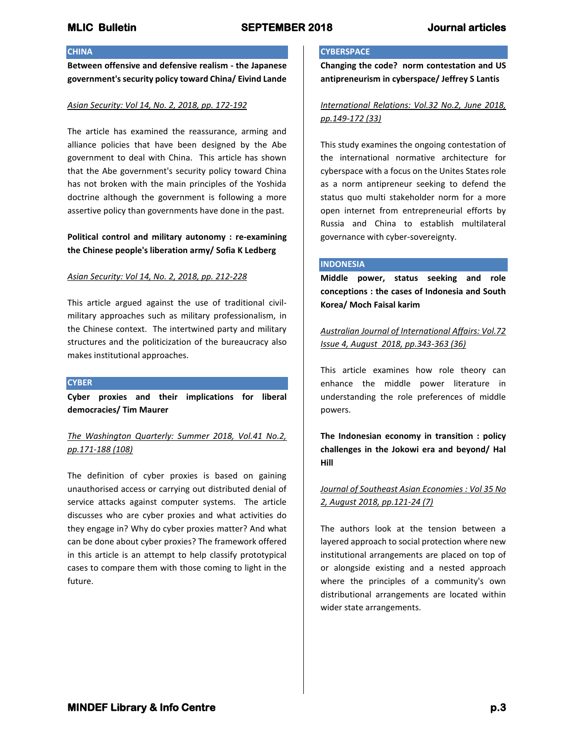## CHINA

**Between offensive and defensive realism - the Japanese government's security policy toward China/ Eivind Lande**

Asian Security: Vol 14, No. 2, 2018, pp. 172-192

The article has examined the reassurance, arming and alliance policies that have been designed by the Abe government to deal with China. This article has shown that the Abe government's security policy toward China has not broken with the main principles of the Yoshida doctrine although the government is following a more assertive policy than governments have done in the past.

**Political control and military autonomy : re-examining the Chinese people's liberation army/ Sofia K Ledberg**

Asian Security: Vol 14, No. 2, 2018, pp. 212-228

This article argued against the use of traditional civil-military approaches such as military professionalism, in the Chinese context. The intertwined party and military structures and the politicization of the bureaucracy also makes institutional approaches.

## CYBER

**Cyber proxies and their implications for liberal democracies/ Tim Maurer**

The Washington Quarterly: Summer 2018, Vol.41 No.2, pp.171-188 (108)

The definition of cyber proxies is based on gaining unauthorised access or carrying out distributed denial of service attacks against computer systems. The article discusses who are cyber proxies and what activities do they engage in? Why do cyber proxies matter? And what can be done about cyber proxies? The framework offered in this article is an attempt to help classify prototypical cases to compare them with those coming to light in the future.

## CYBERSPACE

**Changing the code? norm contestation and US antipreneurism in cyberspace/ Jeffrey S Lantis**

International Relations: Vol.32 No.2, June 2018, pp.149-172 (33)

This study examines the ongoing contestation of the international normative architecture for cyberspace with a focus on the Unites States role as a norm antipreneur seeking to defend the status quo multi stakeholder norm for a more open internet from entrepreneurial efforts by Russia and China to establish multilateral governance with cyber-sovereignty.

## INDONESIA

**Middle power, status seeking and role conceptions : the cases of Indonesia and South Korea/ Moch Faisal karim**

Australian Journal of International Affairs: Vol.72 Issue 4, August 2018, pp.343-363 (36)

This article examines how role theory can enhance the middle power literature in understanding the role preferences of middle powers.

**The Indonesian economy in transition : policy challenges in the Jokowi era and beyond/ Hal Hill**

Journal of Southeast Asian Economies : Vol 35 No 2, August 2018, pp.121-24 (7)

The authors look at the tension between a layered approach to social protection where new institutional arrangements are placed on top of or alongside existing and a nested approach where the principles of a community's own distributional arrangements are located within wider state arrangements.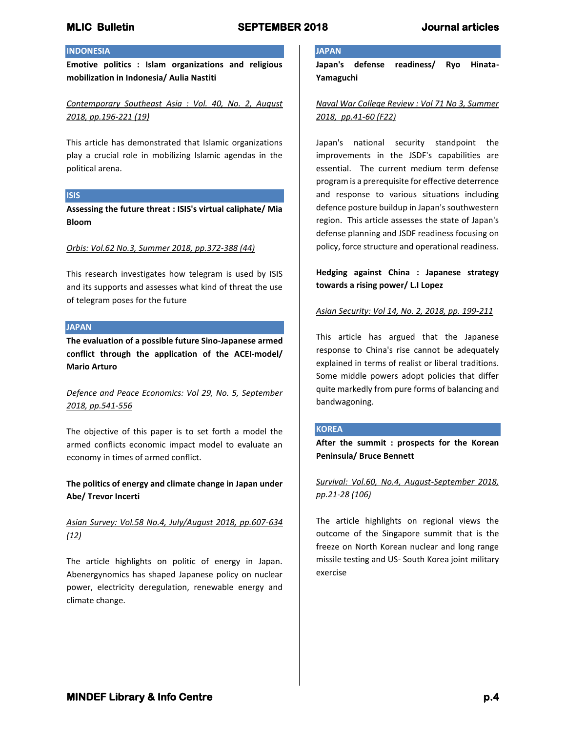## INDONESIA

**Emotive politics : Islam organizations and religious mobilization in Indonesia/ Aulia Nastiti**

*Contemporary Southeast Asia : Vol. 40, No. 2, August 2018, pp.196-221 (19)*

This article has demonstrated that Islamic organizations play a crucial role in mobilizing Islamic agendas in the political arena.

## ISIS

**Assessing the future threat : ISIS's virtual caliphate/ Mia Bloom**

*Orbis: Vol.62 No.3, Summer 2018, pp.372-388 (44)*

This research investigates how telegram is used by ISIS and its supports and assesses what kind of threat the use of telegram poses for the future

## JAPAN

**The evaluation of a possible future Sino-Japanese armed conflict through the application of the ACEI-model/ Mario Arturo**

*Defence and Peace Economics: Vol 29, No. 5, September 2018, pp.541-556*

The objective of this paper is to set forth a model the armed conflicts economic impact model to evaluate an economy in times of armed conflict.

**The politics of energy and climate change in Japan under Abe/ Trevor Incerti**

*Asian Survey: Vol.58 No.4, July/August 2018, pp.607-634 (12)*

The article highlights on politic of energy in Japan. Abenergynomics has shaped Japanese policy on nuclear power, electricity deregulation, renewable energy and climate change.

## JAPAN

**Japan's defense readiness/ Ryo Hinata-Yamaguchi**

*Naval War College Review : Vol 71 No 3, Summer 2018, pp.41-60 (F22)*

Japan's national security standpoint the improvements in the JSDF's capabilities are essential. The current medium term defense program is a prerequisite for effective deterrence and response to various situations including defence posture buildup in Japan's southwestern region. This article assesses the state of Japan's defense planning and JSDF readiness focusing on policy, force structure and operational readiness.

**Hedging against China : Japanese strategy towards a rising power/ L.I Lopez**

*Asian Security: Vol 14, No. 2, 2018, pp. 199-211*

This article has argued that the Japanese response to China's rise cannot be adequately explained in terms of realist or liberal traditions. Some middle powers adopt policies that differ quite markedly from pure forms of balancing and bandwagoning.

## KOREA

**After the summit : prospects for the Korean Peninsula/ Bruce Bennett**

*Survival: Vol.60, No.4, August-September 2018, pp.21-28 (106)*

The article highlights on regional views the outcome of the Singapore summit that is the freeze on North Korean nuclear and long range missile testing and US- South Korea joint military exercise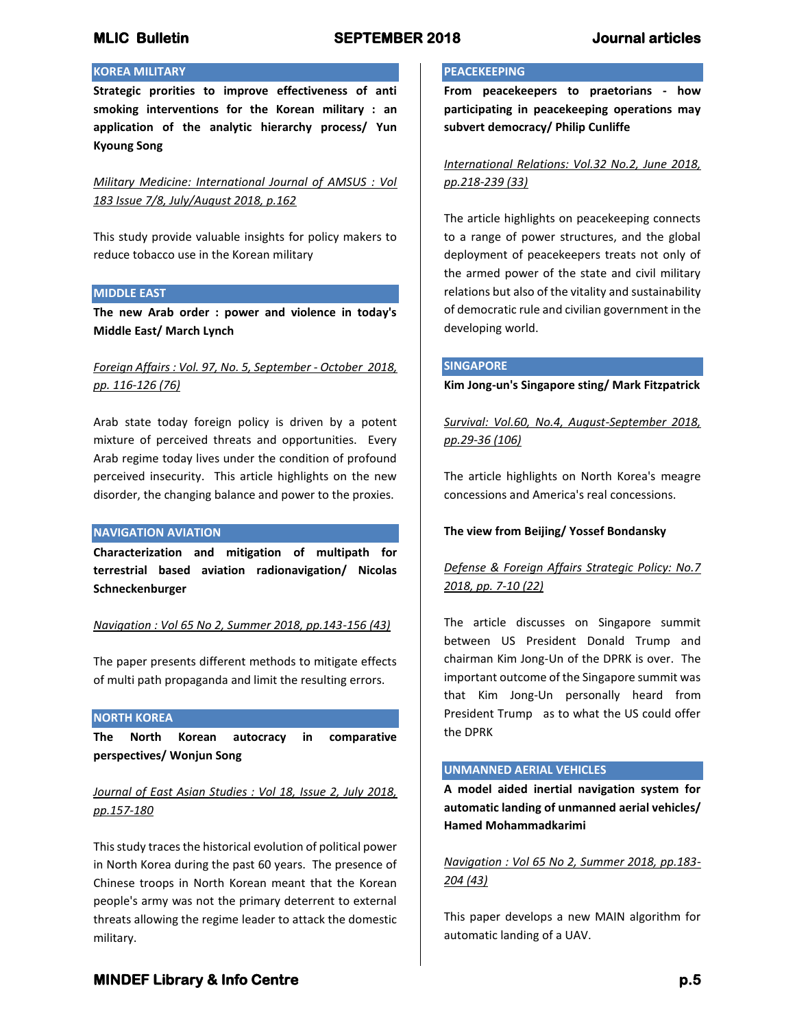## KOREA MILITARY

**Strategic prorities to improve effectiveness of anti smoking interventions for the Korean military : an application of the analytic hierarchy process/ Yun Kyoung Song**

*Military Medicine: International Journal of AMSUS : Vol 183 Issue 7/8, July/August 2018, p.162*

This study provide valuable insights for policy makers to reduce tobacco use in the Korean military

## MIDDLE EAST

**The new Arab order : power and violence in today's Middle East/ March Lynch**

*Foreign Affairs : Vol. 97, No. 5, September - October 2018, pp. 116-126 (76)*

Arab state today foreign policy is driven by a potent mixture of perceived threats and opportunities. Every Arab regime today lives under the condition of profound perceived insecurity. This article highlights on the new disorder, the changing balance and power to the proxies.

## NAVIGATION AVIATION

**Characterization and mitigation of multipath for terrestrial based aviation radionavigation/ Nicolas Schneckenburger**

*Navigation : Vol 65 No 2, Summer 2018, pp.143-156 (43)*

The paper presents different methods to mitigate effects of multi path propaganda and limit the resulting errors.

## NORTH KOREA

**The North Korean autocracy in comparative perspectives/ Wonjun Song**

*Journal of East Asian Studies : Vol 18, Issue 2, July 2018, pp.157-180*

This study traces the historical evolution of political power in North Korea during the past 60 years. The presence of Chinese troops in North Korean meant that the Korean people's army was not the primary deterrent to external threats allowing the regime leader to attack the domestic military.

## PEACEKEEPING

**From peacekeepers to praetorians - how participating in peacekeeping operations may subvert democracy/ Philip Cunliffe**

*International Relations: Vol.32 No.2, June 2018, pp.218-239 (33)*

The article highlights on peacekeeping connects to a range of power structures, and the global deployment of peacekeepers treats not only of the armed power of the state and civil military relations but also of the vitality and sustainability of democratic rule and civilian government in the developing world.

## SINGAPORE

**Kim Jong-un's Singapore sting/ Mark Fitzpatrick**

*Survival: Vol.60, No.4, August-September 2018, pp.29-36 (106)*

The article highlights on North Korea's meagre concessions and America's real concessions.

**The view from Beijing/ Yossef Bondansky**

*Defense & Foreign Affairs Strategic Policy: No.7 2018, pp. 7-10 (22)*

The article discusses on Singapore summit between US President Donald Trump and chairman Kim Jong-Un of the DPRK is over. The important outcome of the Singapore summit was that Kim Jong-Un personally heard from President Trump as to what the US could offer the DPRK

## UNMANNED AERIAL VEHICLES

**A model aided inertial navigation system for automatic landing of unmanned aerial vehicles/ Hamed Mohammadkarimi**

*Navigation : Vol 65 No 2, Summer 2018, pp.183-204 (43)*

This paper develops a new MAIN algorithm for automatic landing of a UAV.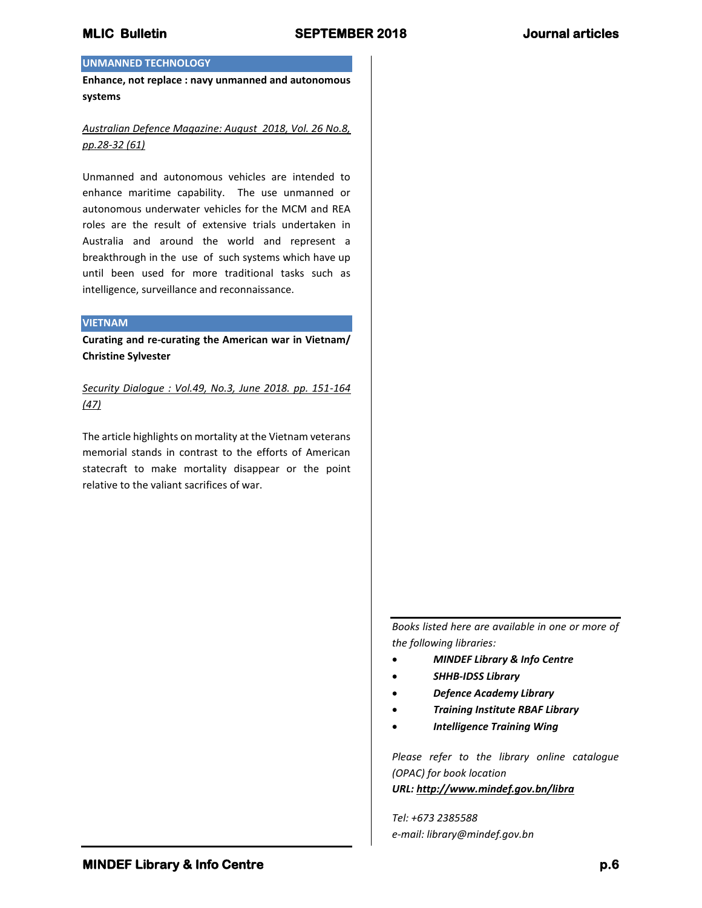## UNMANNED TECHNOLOGY

**Enhance, not replace : navy unmanned and autonomous systems**

*Australian Defence Magazine: August 2018, Vol. 26 No.8, pp.28-32 (61)*

Unmanned and autonomous vehicles are intended to enhance maritime capability. The use unmanned or autonomous underwater vehicles for the MCM and REA roles are the result of extensive trials undertaken in Australia and around the world and represent a breakthrough in the use of such systems which have up until been used for more traditional tasks such as intelligence, surveillance and reconnaissance.

## VIETNAM

**Curating and re-curating the American war in Vietnam/ Christine Sylvester**

*Security Dialogue : Vol.49, No.3, June 2018. pp. 151-164 (47)*

The article highlights on mortality at the Vietnam veterans memorial stands in contrast to the efforts of American statecraft to make mortality disappear or the point relative to the valiant sacrifices of war.

---

*Books listed here are available in one or more of the following libraries:*

- ***MINDEF Library & Info Centre***
- ***SHHB-IDSS Library***
- ***Defence Academy Library***
- ***Training Institute RBAF Library***
- ***Intelligence Training Wing***

*Please refer to the library online catalogue (OPAC) for book location*

***URL: http://www.mindef.gov.bn/libra***

*Tel: +673 2385588*

*e-mail: library@mindef.gov.bn*